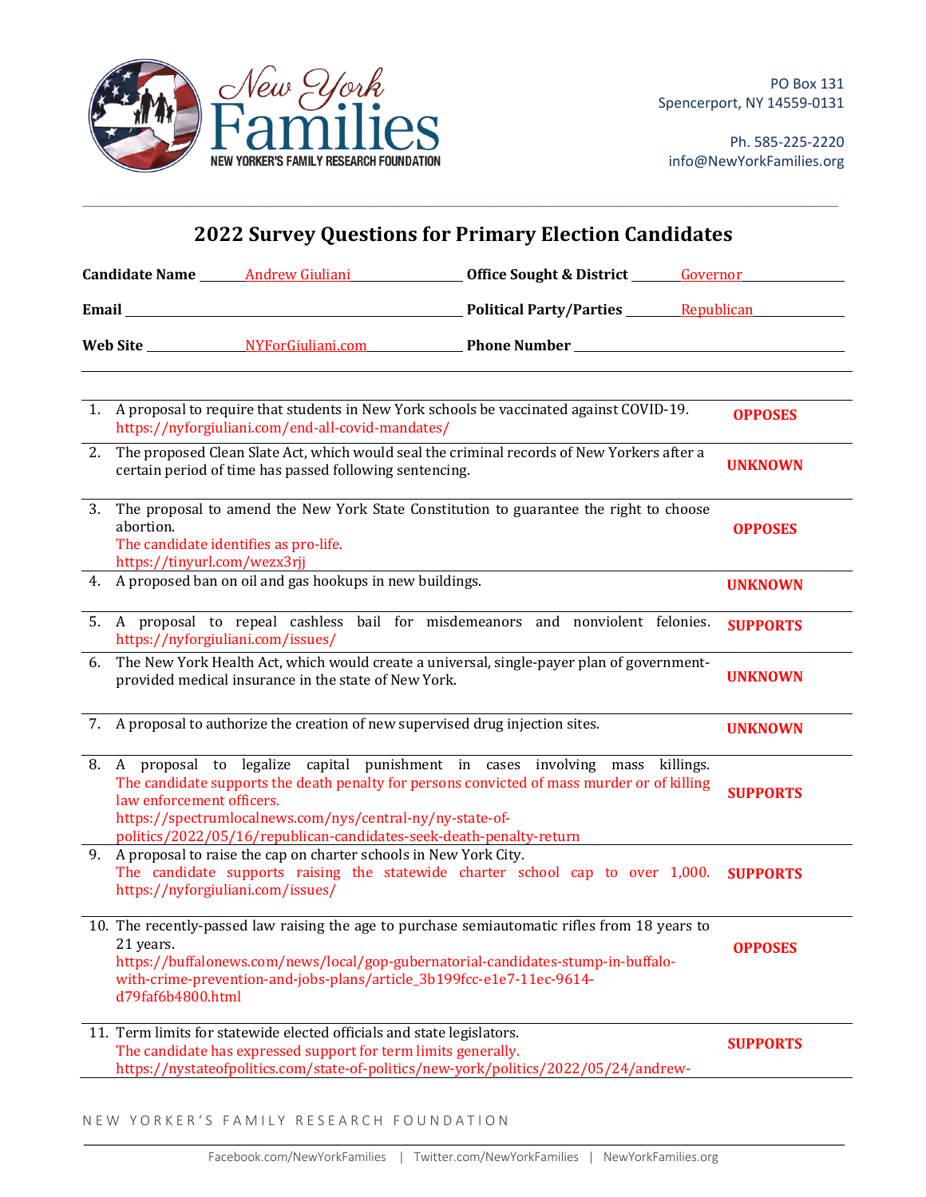New York Families
NEW YORKER'S FAMILY RESEARCH FOUNDATION

PO Box 131
Spencerport, NY 14559-0131

Ph. 585-225-2220
info@NewYorkFamilies.org

## 2022 Survey Questions for Primary Election Candidates

**Candidate Name** Andrew Giuliani **Office Sought & District** Governor

**Email** **Political Party/Parties** Republican

**Web Site** NYForGiuliani.com **Phone Number**

| # | Question | Position |
|---|---|---|
| 1. | A proposal to require that students in New York schools be vaccinated against COVID-19. https://nyforgiuliani.com/end-all-covid-mandates/ | **OPPOSES** |
| 2. | The proposed Clean Slate Act, which would seal the criminal records of New Yorkers after a certain period of time has passed following sentencing. | **UNKNOWN** |
| 3. | The proposal to amend the New York State Constitution to guarantee the right to choose abortion. The candidate identifies as pro-life. https://tinyurl.com/wezx3rjj | **OPPOSES** |
| 4. | A proposed ban on oil and gas hookups in new buildings. | **UNKNOWN** |
| 5. | A proposal to repeal cashless bail for misdemeanors and nonviolent felonies. https://nyforgiuliani.com/issues/ | **SUPPORTS** |
| 6. | The New York Health Act, which would create a universal, single-payer plan of government-provided medical insurance in the state of New York. | **UNKNOWN** |
| 7. | A proposal to authorize the creation of new supervised drug injection sites. | **UNKNOWN** |
| 8. | A proposal to legalize capital punishment in cases involving mass killings. The candidate supports the death penalty for persons convicted of mass murder or of killing law enforcement officers. https://spectrumlocalnews.com/nys/central-ny/ny-state-of-politics/2022/05/16/republican-candidates-seek-death-penalty-return | **SUPPORTS** |
| 9. | A proposal to raise the cap on charter schools in New York City. The candidate supports raising the statewide charter school cap to over 1,000. https://nyforgiuliani.com/issues/ | **SUPPORTS** |
| 10. | The recently-passed law raising the age to purchase semiautomatic rifles from 18 years to 21 years. https://buffalonews.com/news/local/gop-gubernatorial-candidates-stump-in-buffalo-with-crime-prevention-and-jobs-plans/article_3b199fcc-e1e7-11ec-9614-d79faf6b4800.html | **OPPOSES** |
| 11. | Term limits for statewide elected officials and state legislators. The candidate has expressed support for term limits generally. https://nystateofpolitics.com/state-of-politics/new-york/politics/2022/05/24/andrew- | **SUPPORTS** |

NEW YORKER'S FAMILY RESEARCH FOUNDATION

Facebook.com/NewYorkFamilies | Twitter.com/NewYorkFamilies | NewYorkFamilies.org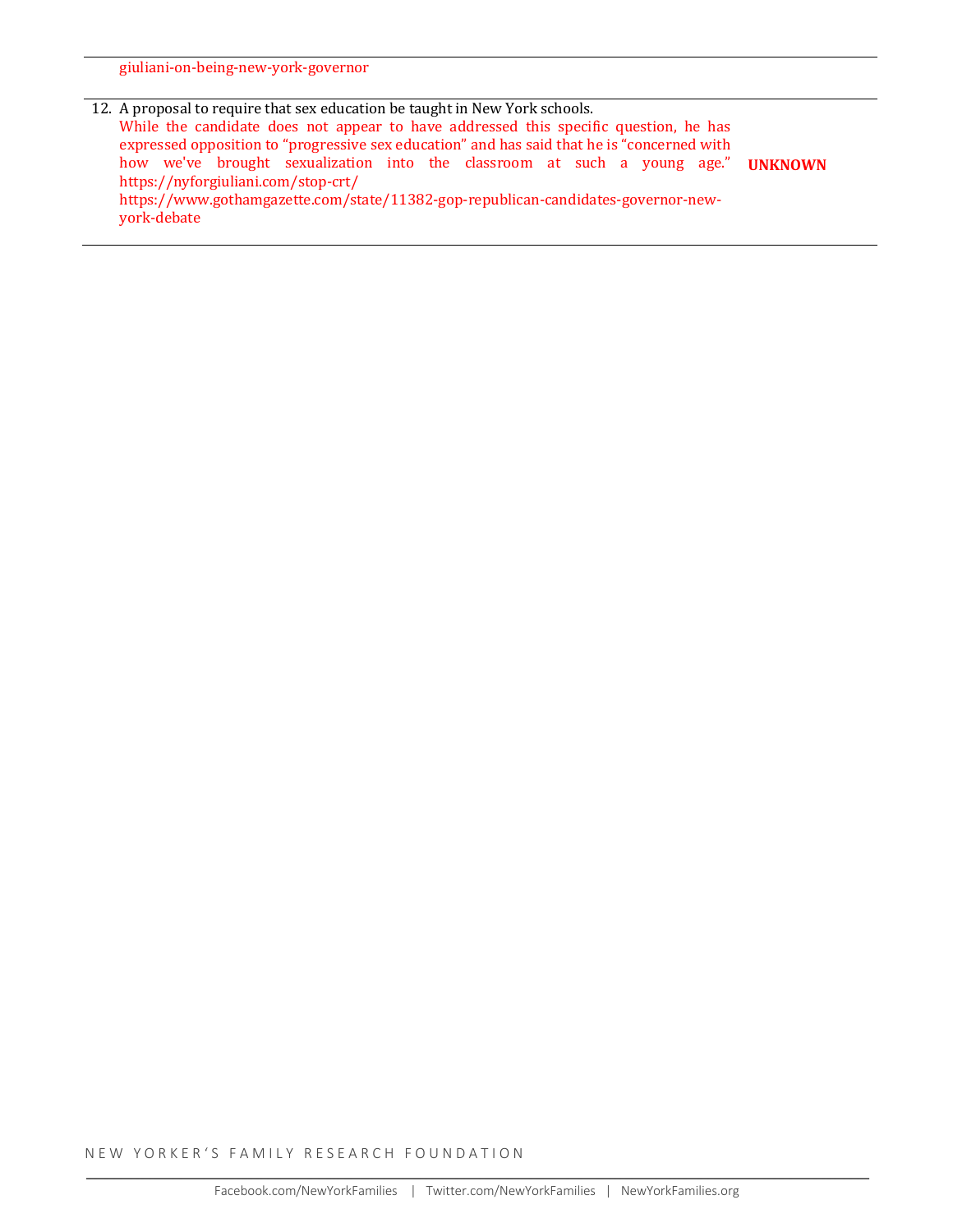giuliani-on-being-new-york-governor

12. A proposal to require that sex education be taught in New York schools.
    While the candidate does not appear to have addressed this specific question, he has expressed opposition to "progressive sex education" and has said that he is "concerned with how we've brought sexualization into the classroom at such a young age." https://nyforgiuliani.com/stop-crt/
    https://www.gothamgazette.com/state/11382-gop-republican-candidates-governor-new-york-debate
    **UNKNOWN**

NEW YORKER'S FAMILY RESEARCH FOUNDATION

Facebook.com/NewYorkFamilies | Twitter.com/NewYorkFamilies | NewYorkFamilies.org